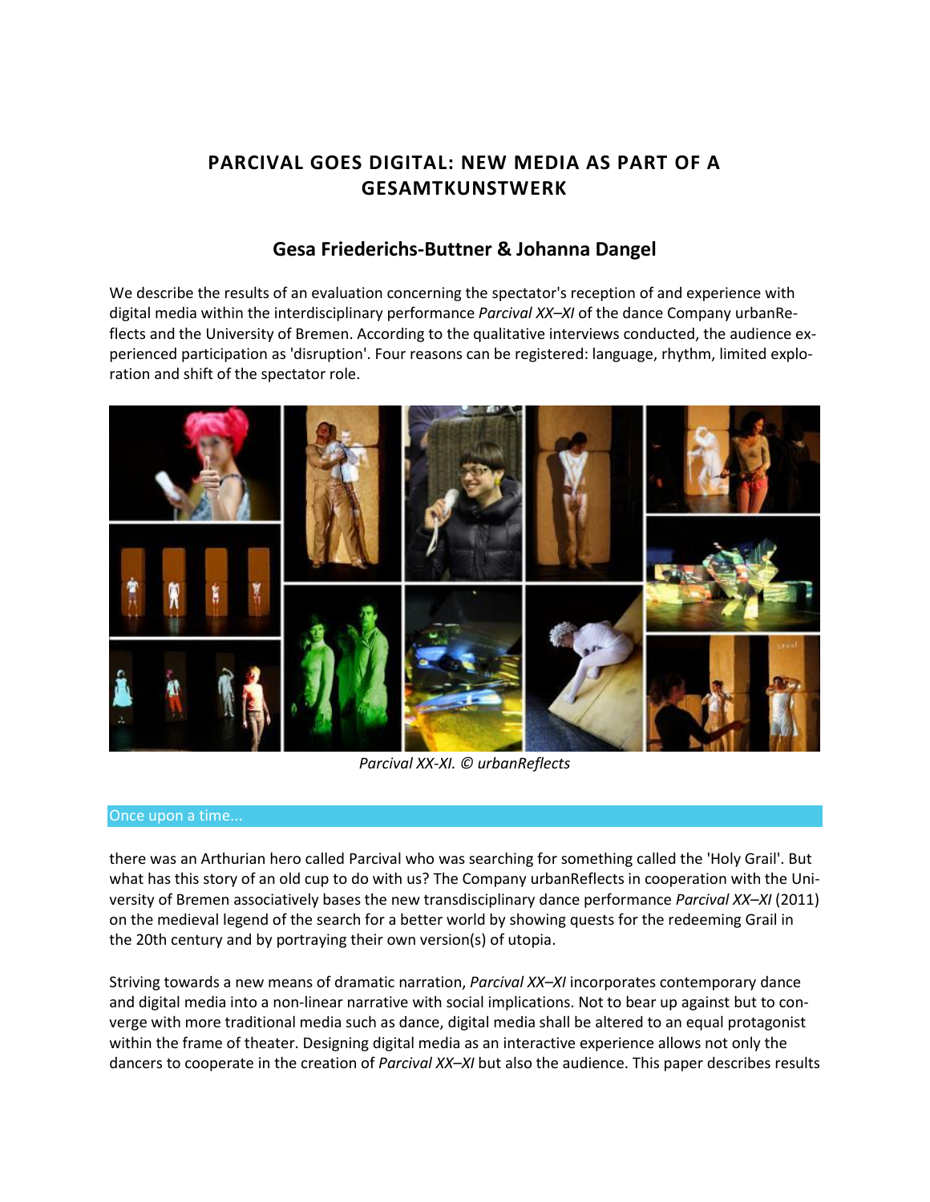# PARCIVAL GOES DIGITAL: NEW MEDIA AS PART OF A GESAMTKUNSTWERK

## Gesa Friederichs-Buttner & Johanna Dangel

We describe the results of an evaluation concerning the spectator's reception of and experience with digital media within the interdisciplinary performance *Parcival XX–XI* of the dance Company urbanReflects and the University of Bremen. According to the qualitative interviews conducted, the audience experienced participation as 'disruption'. Four reasons can be registered: language, rhythm, limited exploration and shift of the spectator role.

*Parcival XX-XI. © urbanReflects*

### Once upon a time...

there was an Arthurian hero called Parcival who was searching for something called the 'Holy Grail'. But what has this story of an old cup to do with us? The Company urbanReflects in cooperation with the University of Bremen associatively bases the new transdisciplinary dance performance *Parcival XX–XI* (2011) on the medieval legend of the search for a better world by showing quests for the redeeming Grail in the 20th century and by portraying their own version(s) of utopia.

Striving towards a new means of dramatic narration, *Parcival XX–XI* incorporates contemporary dance and digital media into a non-linear narrative with social implications. Not to bear up against but to converge with more traditional media such as dance, digital media shall be altered to an equal protagonist within the frame of theater. Designing digital media as an interactive experience allows not only the dancers to cooperate in the creation of *Parcival XX–XI* but also the audience. This paper describes results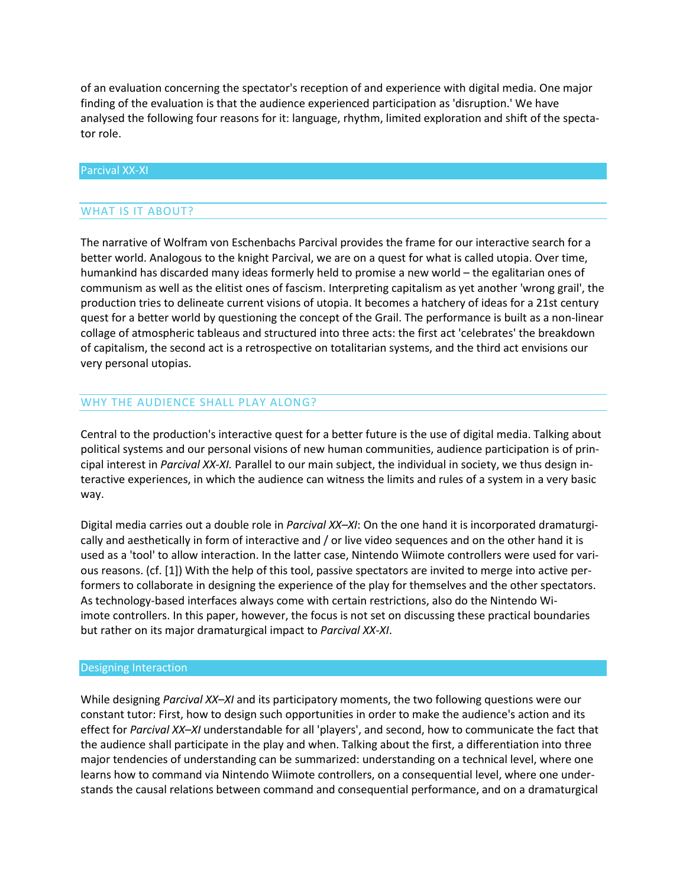of an evaluation concerning the spectator's reception of and experience with digital media. One major finding of the evaluation is that the audience experienced participation as 'disruption.' We have analysed the following four reasons for it: language, rhythm, limited exploration and shift of the spectator role.

## Parcival XX-XI

### WHAT IS IT ABOUT?

The narrative of Wolfram von Eschenbachs Parcival provides the frame for our interactive search for a better world. Analogous to the knight Parcival, we are on a quest for what is called utopia. Over time, humankind has discarded many ideas formerly held to promise a new world – the egalitarian ones of communism as well as the elitist ones of fascism. Interpreting capitalism as yet another 'wrong grail', the production tries to delineate current visions of utopia. It becomes a hatchery of ideas for a 21st century quest for a better world by questioning the concept of the Grail. The performance is built as a non-linear collage of atmospheric tableaus and structured into three acts: the first act 'celebrates' the breakdown of capitalism, the second act is a retrospective on totalitarian systems, and the third act envisions our very personal utopias.

### WHY THE AUDIENCE SHALL PLAY ALONG?

Central to the production's interactive quest for a better future is the use of digital media. Talking about political systems and our personal visions of new human communities, audience participation is of principal interest in *Parcival XX-XI.* Parallel to our main subject, the individual in society, we thus design interactive experiences, in which the audience can witness the limits and rules of a system in a very basic way.

Digital media carries out a double role in *Parcival XX–XI*: On the one hand it is incorporated dramaturgically and aesthetically in form of interactive and / or live video sequences and on the other hand it is used as a 'tool' to allow interaction. In the latter case, Nintendo Wiimote controllers were used for various reasons. (cf. [1]) With the help of this tool, passive spectators are invited to merge into active performers to collaborate in designing the experience of the play for themselves and the other spectators. As technology-based interfaces always come with certain restrictions, also do the Nintendo Wiimote controllers. In this paper, however, the focus is not set on discussing these practical boundaries but rather on its major dramaturgical impact to *Parcival XX-XI*.

## Designing Interaction

While designing *Parcival XX–XI* and its participatory moments, the two following questions were our constant tutor: First, how to design such opportunities in order to make the audience's action and its effect for *Parcival XX–XI* understandable for all 'players', and second, how to communicate the fact that the audience shall participate in the play and when. Talking about the first, a differentiation into three major tendencies of understanding can be summarized: understanding on a technical level, where one learns how to command via Nintendo Wiimote controllers, on a consequential level, where one understands the causal relations between command and consequential performance, and on a dramaturgical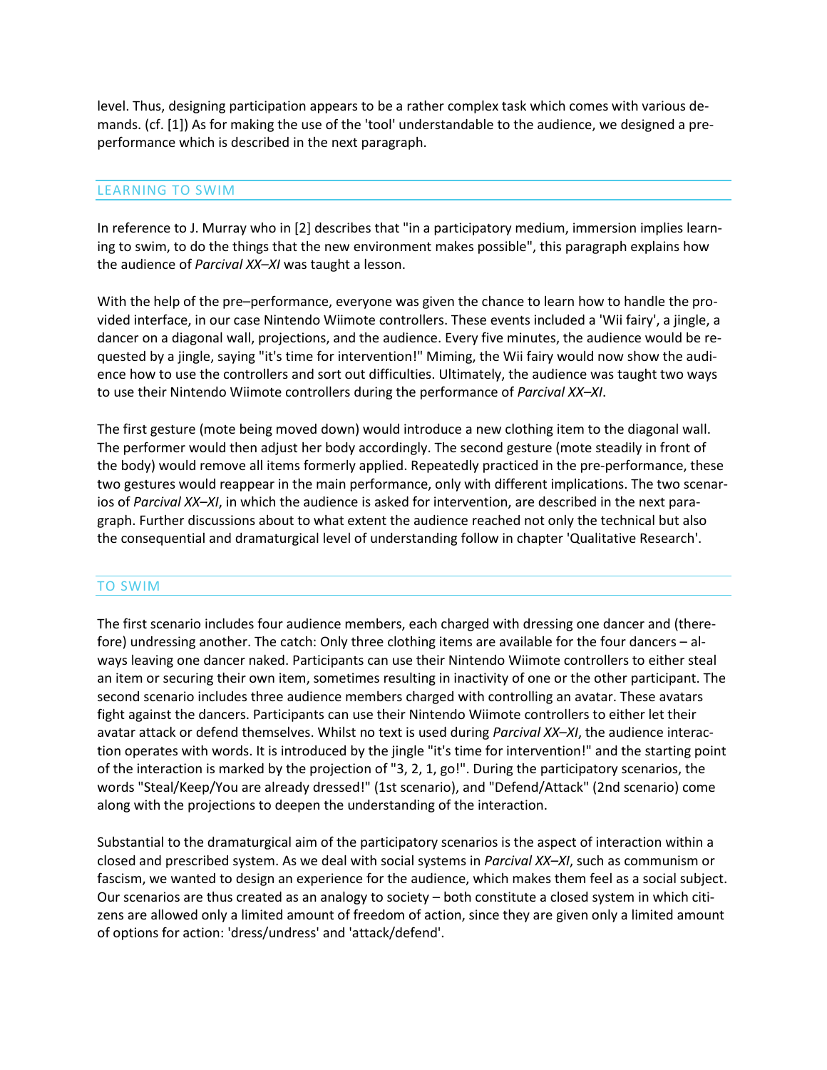level. Thus, designing participation appears to be a rather complex task which comes with various demands. (cf. [1]) As for making the use of the 'tool' understandable to the audience, we designed a pre-performance which is described in the next paragraph.

## LEARNING TO SWIM

In reference to J. Murray who in [2] describes that "in a participatory medium, immersion implies learning to swim, to do the things that the new environment makes possible", this paragraph explains how the audience of *Parcival XX–XI* was taught a lesson.

With the help of the pre–performance, everyone was given the chance to learn how to handle the provided interface, in our case Nintendo Wiimote controllers. These events included a 'Wii fairy', a jingle, a dancer on a diagonal wall, projections, and the audience. Every five minutes, the audience would be requested by a jingle, saying "it's time for intervention!" Miming, the Wii fairy would now show the audience how to use the controllers and sort out difficulties. Ultimately, the audience was taught two ways to use their Nintendo Wiimote controllers during the performance of *Parcival XX–XI*.

The first gesture (mote being moved down) would introduce a new clothing item to the diagonal wall. The performer would then adjust her body accordingly. The second gesture (mote steadily in front of the body) would remove all items formerly applied. Repeatedly practiced in the pre-performance, these two gestures would reappear in the main performance, only with different implications. The two scenarios of *Parcival XX–XI*, in which the audience is asked for intervention, are described in the next paragraph. Further discussions about to what extent the audience reached not only the technical but also the consequential and dramaturgical level of understanding follow in chapter 'Qualitative Research'.

## TO SWIM

The first scenario includes four audience members, each charged with dressing one dancer and (therefore) undressing another. The catch: Only three clothing items are available for the four dancers – always leaving one dancer naked. Participants can use their Nintendo Wiimote controllers to either steal an item or securing their own item, sometimes resulting in inactivity of one or the other participant. The second scenario includes three audience members charged with controlling an avatar. These avatars fight against the dancers. Participants can use their Nintendo Wiimote controllers to either let their avatar attack or defend themselves. Whilst no text is used during *Parcival XX–XI*, the audience interaction operates with words. It is introduced by the jingle "it's time for intervention!" and the starting point of the interaction is marked by the projection of "3, 2, 1, go!". During the participatory scenarios, the words "Steal/Keep/You are already dressed!" (1st scenario), and "Defend/Attack" (2nd scenario) come along with the projections to deepen the understanding of the interaction.

Substantial to the dramaturgical aim of the participatory scenarios is the aspect of interaction within a closed and prescribed system. As we deal with social systems in *Parcival XX–XI*, such as communism or fascism, we wanted to design an experience for the audience, which makes them feel as a social subject. Our scenarios are thus created as an analogy to society – both constitute a closed system in which citizens are allowed only a limited amount of freedom of action, since they are given only a limited amount of options for action: 'dress/undress' and 'attack/defend'.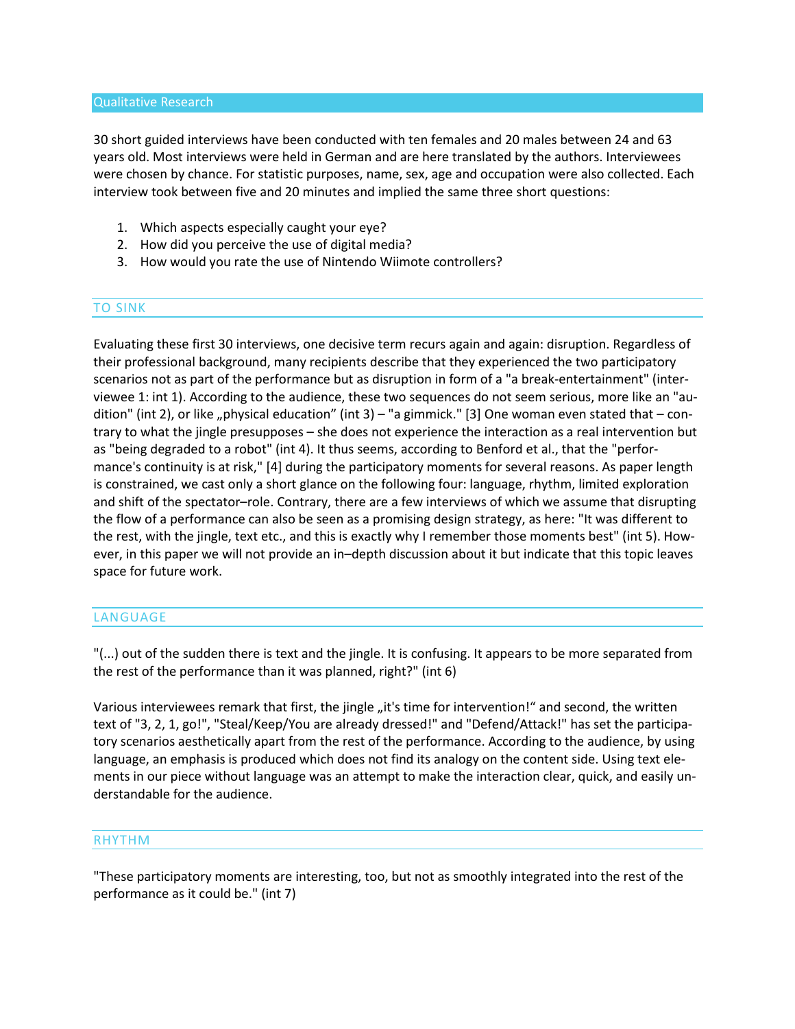## Qualitative Research

30 short guided interviews have been conducted with ten females and 20 males between 24 and 63 years old. Most interviews were held in German and are here translated by the authors. Interviewees were chosen by chance. For statistic purposes, name, sex, age and occupation were also collected. Each interview took between five and 20 minutes and implied the same three short questions:

1. Which aspects especially caught your eye?
2. How did you perceive the use of digital media?
3. How would you rate the use of Nintendo Wiimote controllers?

### TO SINK

Evaluating these first 30 interviews, one decisive term recurs again and again: disruption. Regardless of their professional background, many recipients describe that they experienced the two participatory scenarios not as part of the performance but as disruption in form of a "a break-entertainment" (interviewee 1: int 1). According to the audience, these two sequences do not seem serious, more like an "audition" (int 2), or like „physical education" (int 3) – "a gimmick." [3] One woman even stated that – contrary to what the jingle presupposes – she does not experience the interaction as a real intervention but as "being degraded to a robot" (int 4). It thus seems, according to Benford et al., that the "performance's continuity is at risk," [4] during the participatory moments for several reasons. As paper length is constrained, we cast only a short glance on the following four: language, rhythm, limited exploration and shift of the spectator–role. Contrary, there are a few interviews of which we assume that disrupting the flow of a performance can also be seen as a promising design strategy, as here: "It was different to the rest, with the jingle, text etc., and this is exactly why I remember those moments best" (int 5). However, in this paper we will not provide an in–depth discussion about it but indicate that this topic leaves space for future work.

### LANGUAGE

"(...) out of the sudden there is text and the jingle. It is confusing. It appears to be more separated from the rest of the performance than it was planned, right?" (int 6)

Various interviewees remark that first, the jingle „it's time for intervention!" and second, the written text of "3, 2, 1, go!", "Steal/Keep/You are already dressed!" and "Defend/Attack!" has set the participatory scenarios aesthetically apart from the rest of the performance. According to the audience, by using language, an emphasis is produced which does not find its analogy on the content side. Using text elements in our piece without language was an attempt to make the interaction clear, quick, and easily understandable for the audience.

### RHYTHM

"These participatory moments are interesting, too, but not as smoothly integrated into the rest of the performance as it could be." (int 7)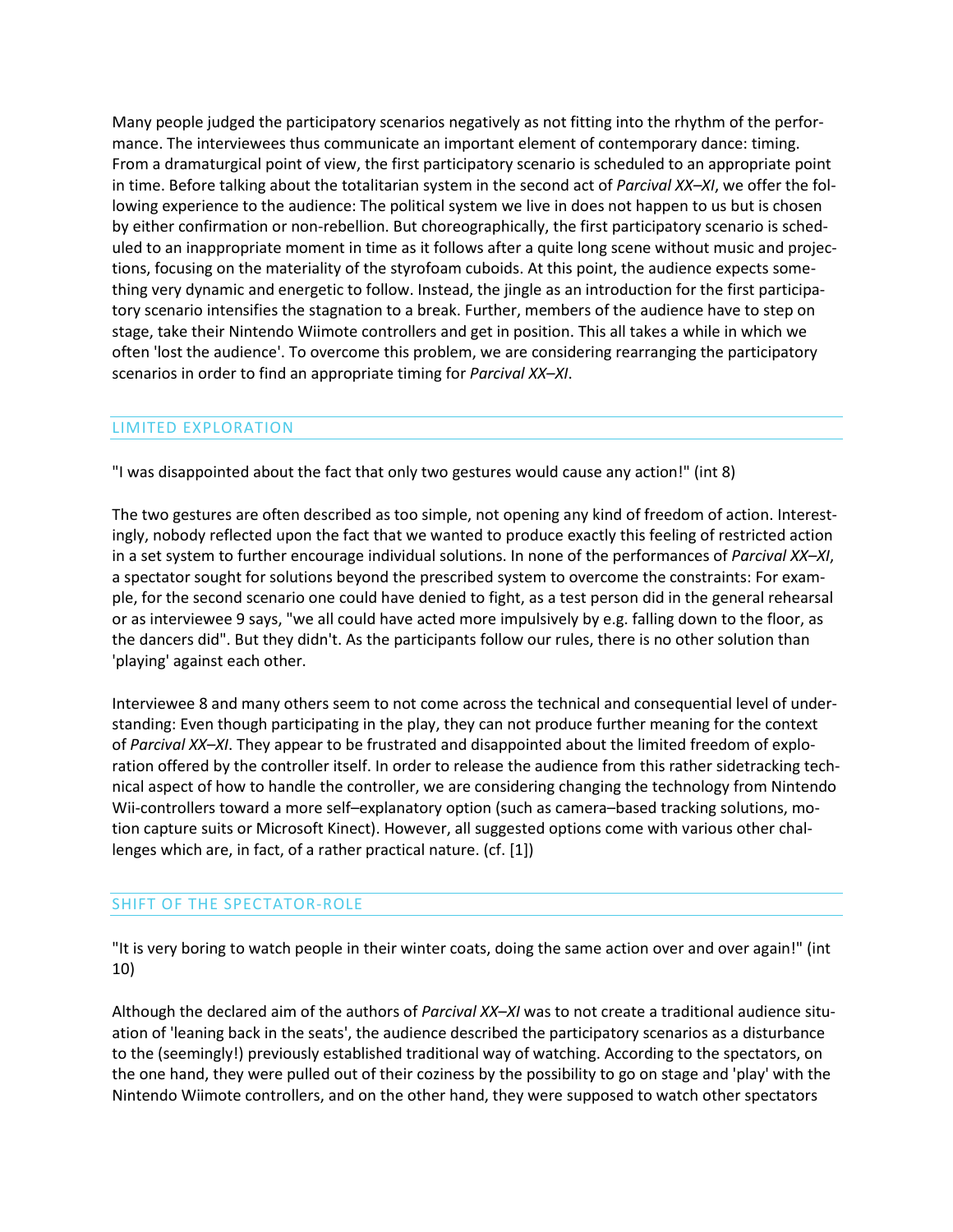Many people judged the participatory scenarios negatively as not fitting into the rhythm of the performance. The interviewees thus communicate an important element of contemporary dance: timing. From a dramaturgical point of view, the first participatory scenario is scheduled to an appropriate point in time. Before talking about the totalitarian system in the second act of *Parcival XX–XI*, we offer the following experience to the audience: The political system we live in does not happen to us but is chosen by either confirmation or non-rebellion. But choreographically, the first participatory scenario is scheduled to an inappropriate moment in time as it follows after a quite long scene without music and projections, focusing on the materiality of the styrofoam cuboids. At this point, the audience expects something very dynamic and energetic to follow. Instead, the jingle as an introduction for the first participatory scenario intensifies the stagnation to a break. Further, members of the audience have to step on stage, take their Nintendo Wiimote controllers and get in position. This all takes a while in which we often 'lost the audience'. To overcome this problem, we are considering rearranging the participatory scenarios in order to find an appropriate timing for *Parcival XX–XI*.

## LIMITED EXPLORATION

"I was disappointed about the fact that only two gestures would cause any action!" (int 8)

The two gestures are often described as too simple, not opening any kind of freedom of action. Interestingly, nobody reflected upon the fact that we wanted to produce exactly this feeling of restricted action in a set system to further encourage individual solutions. In none of the performances of *Parcival XX–XI*, a spectator sought for solutions beyond the prescribed system to overcome the constraints: For example, for the second scenario one could have denied to fight, as a test person did in the general rehearsal or as interviewee 9 says, "we all could have acted more impulsively by e.g. falling down to the floor, as the dancers did". But they didn't. As the participants follow our rules, there is no other solution than 'playing' against each other.

Interviewee 8 and many others seem to not come across the technical and consequential level of understanding: Even though participating in the play, they can not produce further meaning for the context of *Parcival XX–XI*. They appear to be frustrated and disappointed about the limited freedom of exploration offered by the controller itself. In order to release the audience from this rather sidetracking technical aspect of how to handle the controller, we are considering changing the technology from Nintendo Wii-controllers toward a more self–explanatory option (such as camera–based tracking solutions, motion capture suits or Microsoft Kinect). However, all suggested options come with various other challenges which are, in fact, of a rather practical nature. (cf. [1])

## SHIFT OF THE SPECTATOR-ROLE

"It is very boring to watch people in their winter coats, doing the same action over and over again!" (int 10)

Although the declared aim of the authors of *Parcival XX–XI* was to not create a traditional audience situation of 'leaning back in the seats', the audience described the participatory scenarios as a disturbance to the (seemingly!) previously established traditional way of watching. According to the spectators, on the one hand, they were pulled out of their coziness by the possibility to go on stage and 'play' with the Nintendo Wiimote controllers, and on the other hand, they were supposed to watch other spectators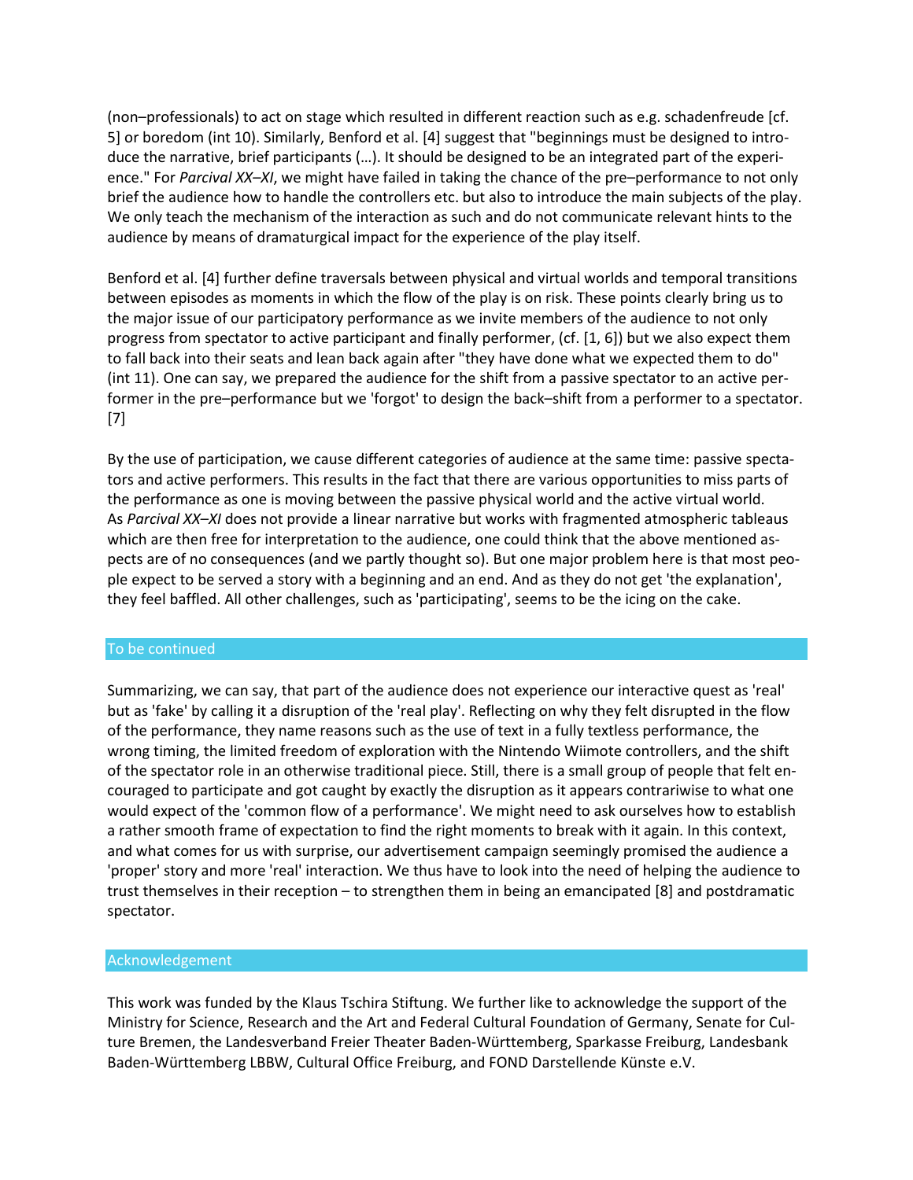(non–professionals) to act on stage which resulted in different reaction such as e.g. schadenfreude [cf. 5] or boredom (int 10). Similarly, Benford et al. [4] suggest that "beginnings must be designed to introduce the narrative, brief participants (…). It should be designed to be an integrated part of the experience." For *Parcival XX–XI*, we might have failed in taking the chance of the pre–performance to not only brief the audience how to handle the controllers etc. but also to introduce the main subjects of the play. We only teach the mechanism of the interaction as such and do not communicate relevant hints to the audience by means of dramaturgical impact for the experience of the play itself.

Benford et al. [4] further define traversals between physical and virtual worlds and temporal transitions between episodes as moments in which the flow of the play is on risk. These points clearly bring us to the major issue of our participatory performance as we invite members of the audience to not only progress from spectator to active participant and finally performer, (cf. [1, 6]) but we also expect them to fall back into their seats and lean back again after "they have done what we expected them to do" (int 11). One can say, we prepared the audience for the shift from a passive spectator to an active performer in the pre–performance but we 'forgot' to design the back–shift from a performer to a spectator. [7]

By the use of participation, we cause different categories of audience at the same time: passive spectators and active performers. This results in the fact that there are various opportunities to miss parts of the performance as one is moving between the passive physical world and the active virtual world. As *Parcival XX–XI* does not provide a linear narrative but works with fragmented atmospheric tableaus which are then free for interpretation to the audience, one could think that the above mentioned aspects are of no consequences (and we partly thought so). But one major problem here is that most people expect to be served a story with a beginning and an end. And as they do not get 'the explanation', they feel baffled. All other challenges, such as 'participating', seems to be the icing on the cake.

## To be continued

Summarizing, we can say, that part of the audience does not experience our interactive quest as 'real' but as 'fake' by calling it a disruption of the 'real play'. Reflecting on why they felt disrupted in the flow of the performance, they name reasons such as the use of text in a fully textless performance, the wrong timing, the limited freedom of exploration with the Nintendo Wiimote controllers, and the shift of the spectator role in an otherwise traditional piece. Still, there is a small group of people that felt encouraged to participate and got caught by exactly the disruption as it appears contrariwise to what one would expect of the 'common flow of a performance'. We might need to ask ourselves how to establish a rather smooth frame of expectation to find the right moments to break with it again. In this context, and what comes for us with surprise, our advertisement campaign seemingly promised the audience a 'proper' story and more 'real' interaction. We thus have to look into the need of helping the audience to trust themselves in their reception – to strengthen them in being an emancipated [8] and postdramatic spectator.

## Acknowledgement

This work was funded by the Klaus Tschira Stiftung. We further like to acknowledge the support of the Ministry for Science, Research and the Art and Federal Cultural Foundation of Germany, Senate for Culture Bremen, the Landesverband Freier Theater Baden-Württemberg, Sparkasse Freiburg, Landesbank Baden-Württemberg LBBW, Cultural Office Freiburg, and FOND Darstellende Künste e.V.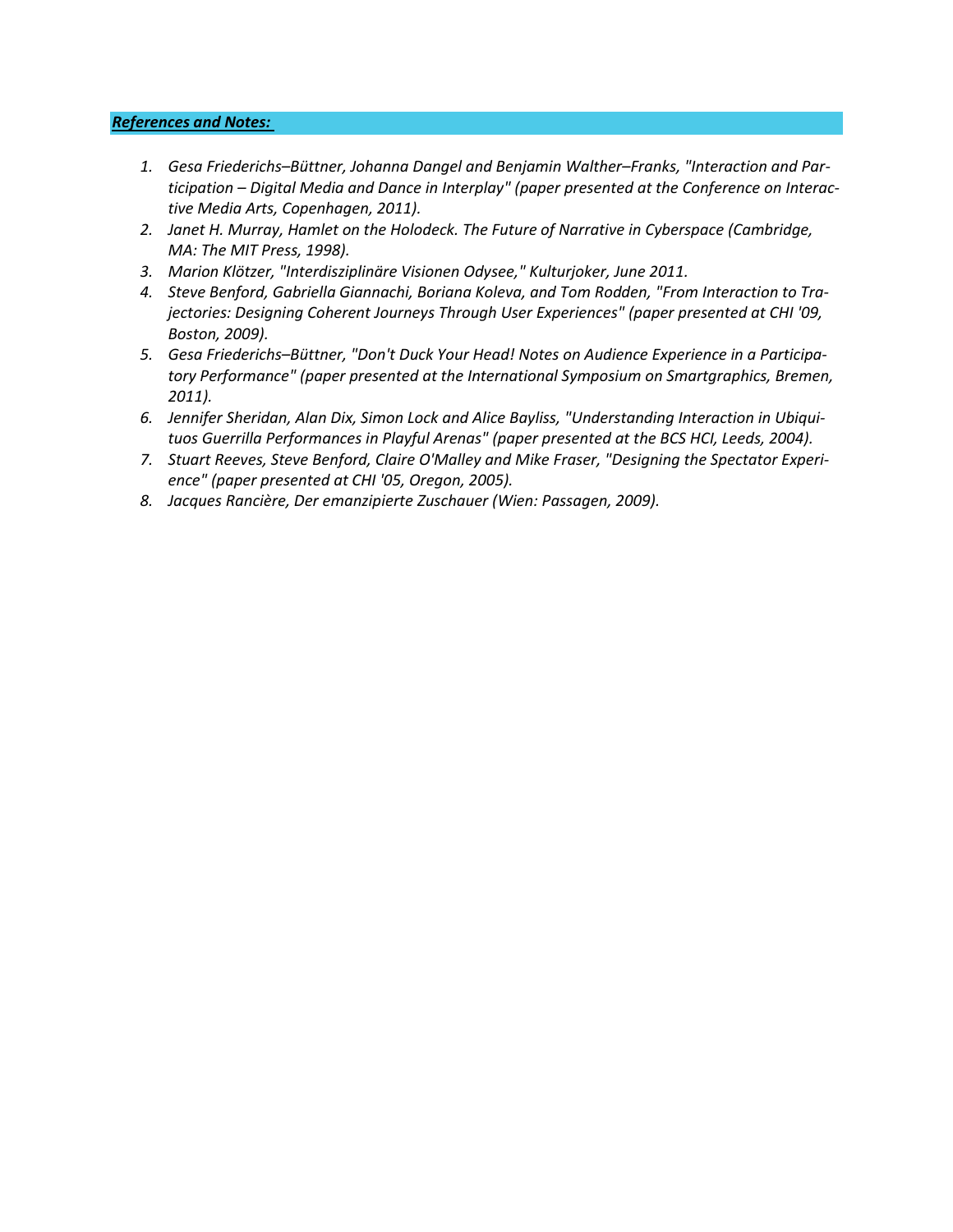***References and Notes:***

1. *Gesa Friederichs–Büttner, Johanna Dangel and Benjamin Walther–Franks, "Interaction and Participation – Digital Media and Dance in Interplay" (paper presented at the Conference on Interactive Media Arts, Copenhagen, 2011).*
2. *Janet H. Murray, Hamlet on the Holodeck. The Future of Narrative in Cyberspace (Cambridge, MA: The MIT Press, 1998).*
3. *Marion Klötzer, "Interdisziplinäre Visionen Odysee," Kulturjoker, June 2011.*
4. *Steve Benford, Gabriella Giannachi, Boriana Koleva, and Tom Rodden, "From Interaction to Trajectories: Designing Coherent Journeys Through User Experiences" (paper presented at CHI '09, Boston, 2009).*
5. *Gesa Friederichs–Büttner, "Don't Duck Your Head! Notes on Audience Experience in a Participatory Performance" (paper presented at the International Symposium on Smartgraphics, Bremen, 2011).*
6. *Jennifer Sheridan, Alan Dix, Simon Lock and Alice Bayliss, "Understanding Interaction in Ubiquituos Guerrilla Performances in Playful Arenas" (paper presented at the BCS HCI, Leeds, 2004).*
7. *Stuart Reeves, Steve Benford, Claire O'Malley and Mike Fraser, "Designing the Spectator Experience" (paper presented at CHI '05, Oregon, 2005).*
8. *Jacques Rancière, Der emanzipierte Zuschauer (Wien: Passagen, 2009).*